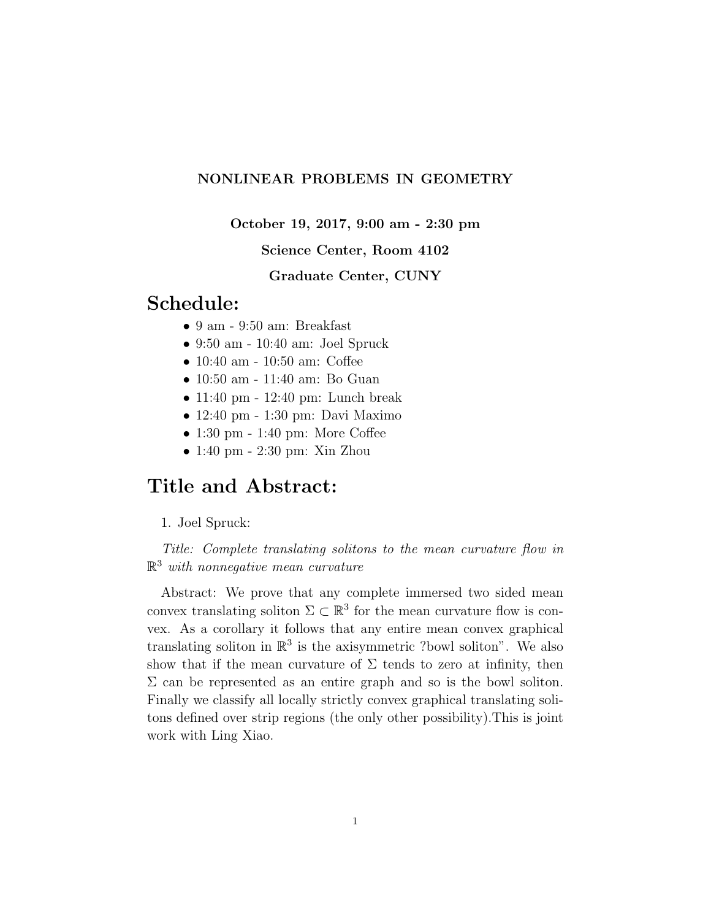**NONLINEAR PROBLEMS IN GEOMETRY**

**October 19, 2017, 9:00 am - 2:30 pm**

**Science Center, Room 4102**

**Graduate Center, CUNY**

# Schedule:

- 9 am - 9:50 am: Breakfast
- 9:50 am - 10:40 am: Joel Spruck
- 10:40 am - 10:50 am: Coffee
- 10:50 am - 11:40 am: Bo Guan
- 11:40 pm - 12:40 pm: Lunch break
- 12:40 pm - 1:30 pm: Davi Maximo
- 1:30 pm - 1:40 pm: More Coffee
- 1:40 pm - 2:30 pm: Xin Zhou

# Title and Abstract:

1. Joel Spruck:

*Title: Complete translating solitons to the mean curvature flow in* $\mathbb{R}^3$ *with nonnegative mean curvature*

Abstract: We prove that any complete immersed two sided mean convex translating soliton $\Sigma \subset \mathbb{R}^3$ for the mean curvature flow is convex. As a corollary it follows that any entire mean convex graphical translating soliton in $\mathbb{R}^3$ is the axisymmetric ?bowl soliton". We also show that if the mean curvature of $\Sigma$ tends to zero at infinity, then $\Sigma$ can be represented as an entire graph and so is the bowl soliton. Finally we classify all locally strictly convex graphical translating solitons defined over strip regions (the only other possibility).This is joint work with Ling Xiao.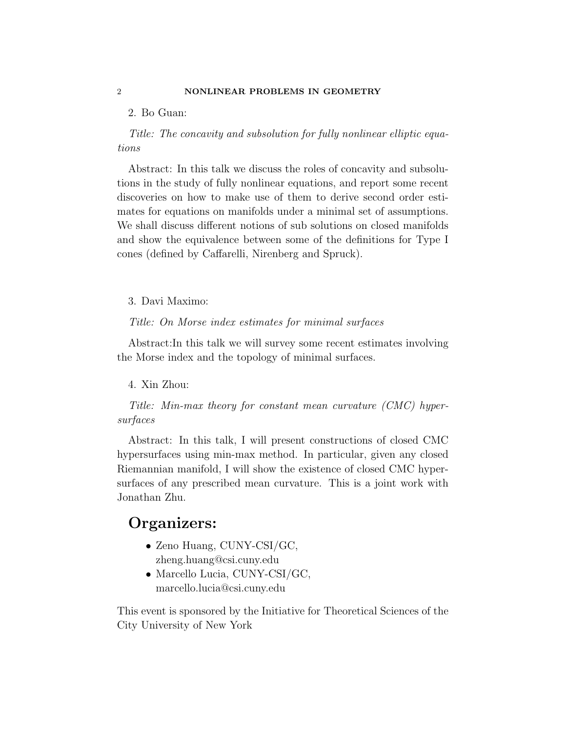2. Bo Guan:

*Title: The concavity and subsolution for fully nonlinear elliptic equations*

Abstract: In this talk we discuss the roles of concavity and subsolutions in the study of fully nonlinear equations, and report some recent discoveries on how to make use of them to derive second order estimates for equations on manifolds under a minimal set of assumptions. We shall discuss different notions of sub solutions on closed manifolds and show the equivalence between some of the definitions for Type I cones (defined by Caffarelli, Nirenberg and Spruck).

3. Davi Maximo:

*Title: On Morse index estimates for minimal surfaces*

Abstract:In this talk we will survey some recent estimates involving the Morse index and the topology of minimal surfaces.

4. Xin Zhou:

*Title: Min-max theory for constant mean curvature (CMC) hypersurfaces*

Abstract: In this talk, I will present constructions of closed CMC hypersurfaces using min-max method. In particular, given any closed Riemannian manifold, I will show the existence of closed CMC hypersurfaces of any prescribed mean curvature. This is a joint work with Jonathan Zhu.

## Organizers:

- Zeno Huang, CUNY-CSI/GC,
  zheng.huang@csi.cuny.edu
- Marcello Lucia, CUNY-CSI/GC,
  marcello.lucia@csi.cuny.edu

This event is sponsored by the Initiative for Theoretical Sciences of the City University of New York